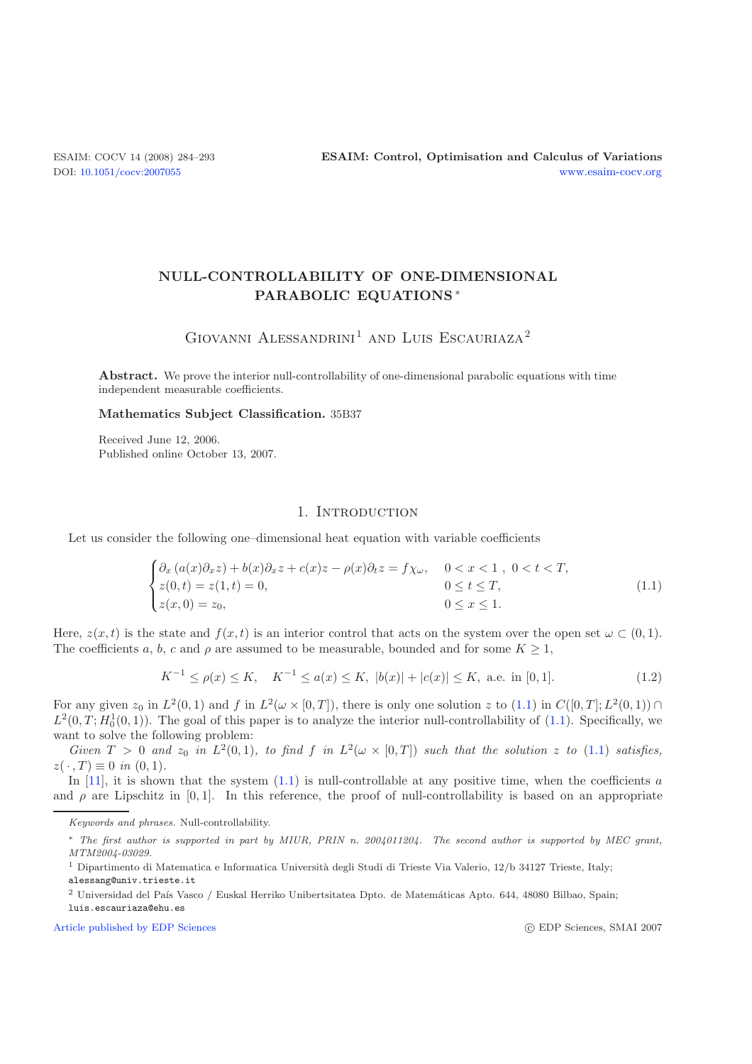# NULL-CONTROLLABILITY OF ONE-DIMENSIONAL PARABOLIC EQUATIONS *

Giovanni Alessandrini[1] and Luis Escauriaza[2]

**Abstract.** We prove the interior null-controllability of one-dimensional parabolic equations with time independent measurable coefficients.

**Mathematics Subject Classification.** 35B37

Received June 12, 2006.
Published online October 13, 2007.

## 1. Introduction

Let us consider the following one–dimensional heat equation with variable coefficients

$$
\begin{cases}
\partial_x\left(a(x)\partial_x z\right)+b(x)\partial_x z+c(x)z-\rho(x)\partial_t z=f\chi_\omega, & 0<x<1\ ,\ 0<t<T,\\
z(0,t)=z(1,t)=0, & 0\le t\le T,\\
z(x,0)=z_0, & 0\le x\le 1.
\end{cases}
\tag{1.1}
$$

Here, $z(x,t)$ is the state and $f(x,t)$ is an interior control that acts on the system over the open set $\omega\subset(0,1)$. The coefficients $a$, $b$, $c$ and $\rho$ are assumed to be measurable, bounded and for some $K\ge 1$,

$$
K^{-1}\le\rho(x)\le K,\quad K^{-1}\le a(x)\le K,\ |b(x)|+|c(x)|\le K,\ \text{a.e. in }[0,1].
\tag{1.2}
$$

For any given $z_0$ in $L^2(0,1)$ and $f$ in $L^2(\omega\times[0,T])$, there is only one solution $z$ to (1.1) in $C([0,T];L^2(0,1))\cap L^2(0,T;H^1_0(0,1))$. The goal of this paper is to analyze the interior null-controllability of (1.1). Specifically, we want to solve the following problem:

*Given $T>0$ and $z_0$ in $L^2(0,1)$, to find $f$ in $L^2(\omega\times[0,T])$ such that the solution $z$ to (1.1) satisfies, $z(\,\cdot\,,T)\equiv 0$ in $(0,1)$.*

In [11], it is shown that the system (1.1) is null-controllable at any positive time, when the coefficients $a$ and $\rho$ are Lipschitz in $[0,1]$. In this reference, the proof of null-controllability is based on an appropriate

---

*Keywords and phrases.* Null-controllability.

\* *The first author is supported in part by MIUR, PRIN n. 2004011204. The second author is supported by MEC grant, MTM2004-03029.*

[1] Dipartimento di Matematica e Informatica Università degli Studi di Trieste Via Valerio, 12/b 34127 Trieste, Italy; alessang@univ.trieste.it

[2] Universidad del País Vasco / Euskal Herriko Unibertsitatea Dpto. de Matemáticas Apto. 644, 48080 Bilbao, Spain; luis.escauriaza@ehu.es

Article published by EDP Sciences © EDP Sciences, SMAI 2007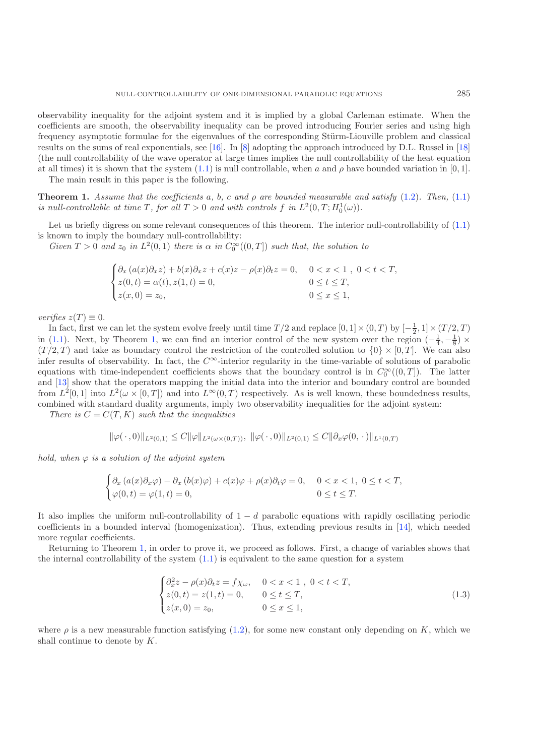observability inequality for the adjoint system and it is implied by a global Carleman estimate. When the coefficients are smooth, the observability inequality can be proved introducing Fourier series and using high frequency asymptotic formulae for the eigenvalues of the corresponding Stürm-Liouville problem and classical results on the sums of real exponentials, see [16]. In [8] adopting the approach introduced by D.L. Russel in [18] (the null controllability of the wave operator at large times implies the null controllability of the heat equation at all times) it is shown that the system (1.1) is null controllable, when $a$ and $\rho$ have bounded variation in $[0, 1]$.

The main result in this paper is the following.

**Theorem 1.** *Assume that the coefficients $a$, $b$, $c$ and $\rho$ are bounded measurable and satisfy (1.2). Then, (1.1) is null-controllable at time $T$, for all $T > 0$ and with controls $f$ in $L^2(0, T; H_0^1(\omega))$.*

Let us briefly digress on some relevant consequences of this theorem. The interior null-controllability of (1.1) is known to imply the boundary null-controllability:

*Given $T > 0$ and $z_0$ in $L^2(0, 1)$ there is $\alpha$ in $C_0^\infty((0, T])$ such that, the solution to*

$$\begin{cases} \partial_x \left(a(x)\partial_x z\right) + b(x)\partial_x z + c(x)z - \rho(x)\partial_t z = 0, & 0 < x < 1\ ,\ 0 < t < T, \\ z(0, t) = \alpha(t), z(1, t) = 0, & 0 \le t \le T, \\ z(x, 0) = z_0, & 0 \le x \le 1, \end{cases}$$

*verifies $z(T) \equiv 0$.*

In fact, first we can let the system evolve freely until time $T/2$ and replace $[0, 1] \times (0, T)$ by $[-\frac{1}{2}, 1] \times (T/2, T)$ in (1.1). Next, by Theorem 1, we can find an interior control of the new system over the region $(-\frac{1}{4}, -\frac{1}{8}) \times (T/2, T)$ and take as boundary control the restriction of the controlled solution to $\{0\} \times [0, T]$. We can also infer results of observability. In fact, the $C^\infty$-interior regularity in the time-variable of solutions of parabolic equations with time-independent coefficients shows that the boundary control is in $C_0^\infty((0, T])$. The latter and [13] show that the operators mapping the initial data into the interior and boundary control are bounded from $L^2[0, 1]$ into $L^2(\omega \times [0, T])$ and into $L^\infty(0, T)$ respectively. As is well known, these boundedness results, combined with standard duality arguments, imply two observability inequalities for the adjoint system:

*There is $C = C(T, K)$ such that the inequalities*

$$\|\varphi(\,\cdot\,, 0)\|_{L^2(0,1)} \le C\|\varphi\|_{L^2(\omega\times(0,T))},\ \ \|\varphi(\,\cdot\,, 0)\|_{L^2(0,1)} \le C\|\partial_x\varphi(0,\,\cdot\,)\|_{L^1(0,T)}$$

*hold, when $\varphi$ is a solution of the adjoint system*

$$\begin{cases} \partial_x \left(a(x)\partial_x\varphi\right) - \partial_x \left(b(x)\varphi\right) + c(x)\varphi + \rho(x)\partial_t\varphi = 0, & 0 < x < 1,\ 0 \le t < T, \\ \varphi(0, t) = \varphi(1, t) = 0, & 0 \le t \le T. \end{cases}$$

It also implies the uniform null-controllability of $1 - d$ parabolic equations with rapidly oscillating periodic coefficients in a bounded interval (homogenization). Thus, extending previous results in [14], which needed more regular coefficients.

Returning to Theorem 1, in order to prove it, we proceed as follows. First, a change of variables shows that the internal controllability of the system (1.1) is equivalent to the same question for a system

$$\begin{cases} \partial_x^2 z - \rho(x)\partial_t z = f\chi_\omega, & 0 < x < 1\ ,\ 0 < t < T, \\ z(0, t) = z(1, t) = 0, & 0 \le t \le T, \\ z(x, 0) = z_0, & 0 \le x \le 1, \end{cases} \tag{1.3}$$

where $\rho$ is a new measurable function satisfying (1.2), for some new constant only depending on $K$, which we shall continue to denote by $K$.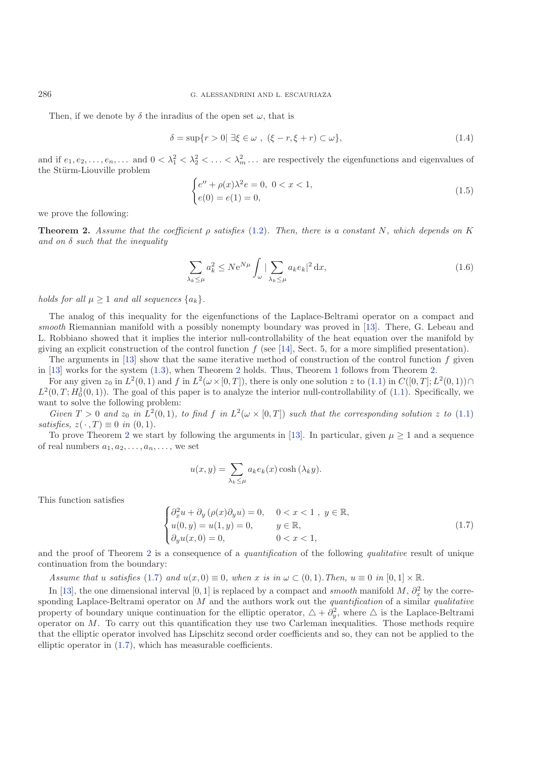Then, if we denote by $\delta$ the inradius of the open set $\omega$, that is

$$\delta = \sup\{r > 0 |\ \exists \xi \in \omega\ ,\ (\xi - r, \xi + r) \subset \omega\}, \tag{1.4}$$

and if $e_1, e_2, \ldots, e_n, \ldots$ and $0 < \lambda_1^2 < \lambda_2^2 < \ldots < \lambda_m^2 \ldots$ are respectively the eigenfunctions and eigenvalues of the Stürm-Liouville problem

$$\begin{cases} e'' + \rho(x)\lambda^2 e = 0, \ 0 < x < 1, \\ e(0) = e(1) = 0, \end{cases} \tag{1.5}$$

we prove the following:

**Theorem 2.** *Assume that the coefficient* $\rho$ *satisfies* (1.2). *Then, there is a constant* $N$, *which depends on* $K$ *and on* $\delta$ *such that the inequality*

$$\sum_{\lambda_k \leq \mu} a_k^2 \leq N e^{N\mu} \int_\omega |\sum_{\lambda_k \leq \mu} a_k e_k|^2 \, dx, \tag{1.6}$$

*holds for all* $\mu \geq 1$ *and all sequences* $\{a_k\}$.

The analog of this inequality for the eigenfunctions of the Laplace-Beltrami operator on a compact and *smooth* Riemannian manifold with a possibly nonempty boundary was proved in [13]. There, G. Lebeau and L. Robbiano showed that it implies the interior null-controllability of the heat equation over the manifold by giving an explicit construction of the control function $f$ (see [14], Sect. 5, for a more simplified presentation).

The arguments in [13] show that the same iterative method of construction of the control function $f$ given in [13] works for the system (1.3), when Theorem 2 holds. Thus, Theorem 1 follows from Theorem 2.

For any given $z_0$ in $L^2(0,1)$ and $f$ in $L^2(\omega \times [0,T])$, there is only one solution $z$ to (1.1) in $C([0,T]; L^2(0,1)) \cap L^2(0,T; H_0^1(0,1))$. The goal of this paper is to analyze the interior null-controllability of (1.1). Specifically, we want to solve the following problem:

*Given* $T > 0$ *and* $z_0$ *in* $L^2(0,1)$, *to find* $f$ *in* $L^2(\omega \times [0,T])$ *such that the corresponding solution* $z$ *to* (1.1) *satisfies*, $z(\cdot, T) \equiv 0$ *in* $(0,1)$.

To prove Theorem 2 we start by following the arguments in [13]. In particular, given $\mu \geq 1$ and a sequence of real numbers $a_1, a_2, \ldots, a_n, \ldots$, we set

$$u(x,y) = \sum_{\lambda_k \leq \mu} a_k e_k(x) \cosh(\lambda_k y).$$

This function satisfies

$$\begin{cases} \partial_x^2 u + \partial_y (\rho(x) \partial_y u) = 0, & 0 < x < 1\ ,\ y \in \mathbb{R}, \\ u(0,y) = u(1,y) = 0, & y \in \mathbb{R}, \\ \partial_y u(x,0) = 0, & 0 < x < 1, \end{cases} \tag{1.7}$$

and the proof of Theorem 2 is a consequence of a *quantification* of the following *qualitative* result of unique continuation from the boundary:

*Assume that* $u$ *satisfies* (1.7) *and* $u(x,0) \equiv 0$, *when* $x$ *is in* $\omega \subset (0,1)$. *Then*, $u \equiv 0$ *in* $[0,1] \times \mathbb{R}$.

In [13], the one dimensional interval $[0,1]$ is replaced by a compact and *smooth* manifold $M$, $\partial_x^2$ by the corresponding Laplace-Beltrami operator on $M$ and the authors work out the *quantification* of a similar *qualitative* property of boundary unique continuation for the elliptic operator, $\triangle + \partial_y^2$, where $\triangle$ is the Laplace-Beltrami operator on $M$. To carry out this quantification they use two Carleman inequalities. Those methods require that the elliptic operator involved has Lipschitz second order coefficients and so, they can not be applied to the elliptic operator in (1.7), which has measurable coefficients.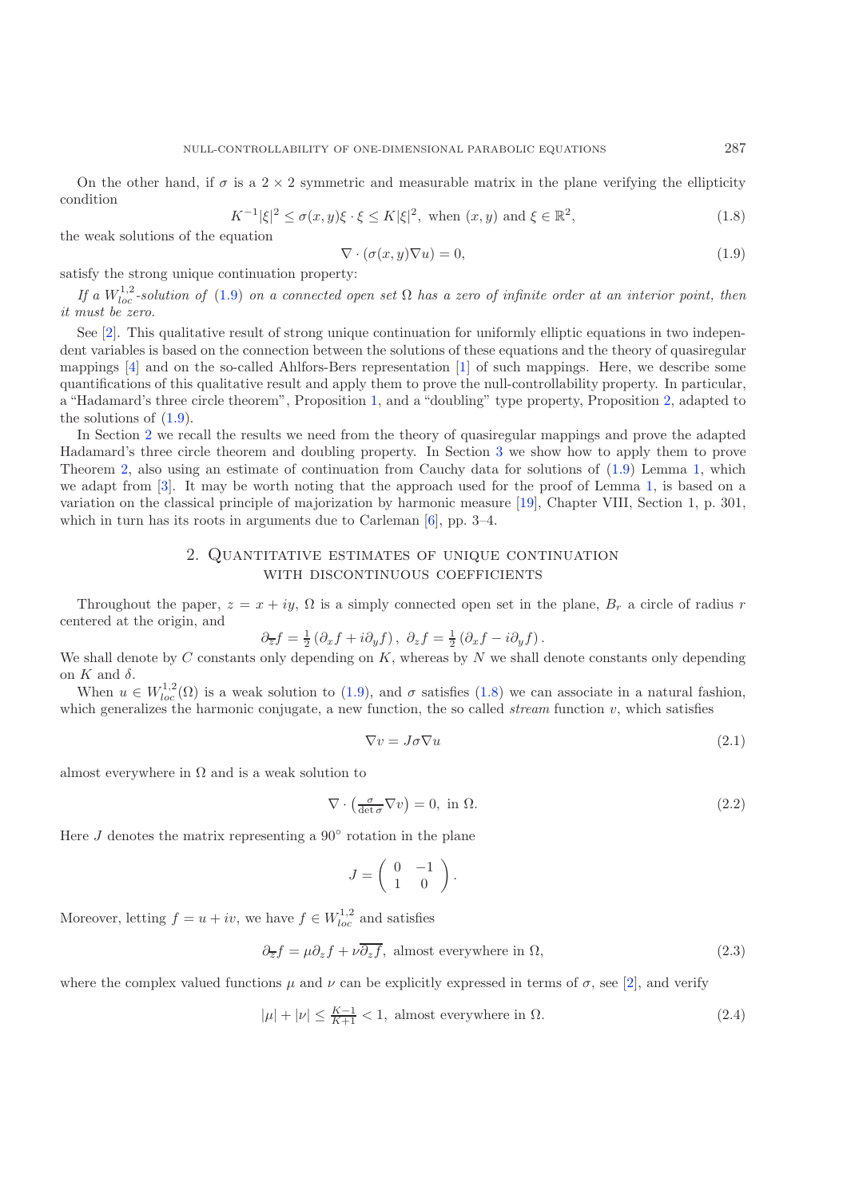On the other hand, if $\sigma$ is a $2 \times 2$ symmetric and measurable matrix in the plane verifying the ellipticity condition

$$K^{-1}|\xi|^2 \leq \sigma(x,y)\xi \cdot \xi \leq K|\xi|^2, \text{ when } (x,y) \text{ and } \xi \in \mathbb{R}^2, \tag{1.8}$$

the weak solutions of the equation

$$\nabla \cdot (\sigma(x,y)\nabla u) = 0, \tag{1.9}$$

satisfy the strong unique continuation property:

*If a $W^{1,2}_{loc}$-solution of (1.9) on a connected open set $\Omega$ has a zero of infinite order at an interior point, then it must be zero.*

See [2]. This qualitative result of strong unique continuation for uniformly elliptic equations in two independent variables is based on the connection between the solutions of these equations and the theory of quasiregular mappings [4] and on the so-called Ahlfors-Bers representation [1] of such mappings. Here, we describe some quantifications of this qualitative result and apply them to prove the null-controllability property. In particular, a "Hadamard's three circle theorem", Proposition 1, and a "doubling" type property, Proposition 2, adapted to the solutions of (1.9).

In Section 2 we recall the results we need from the theory of quasiregular mappings and prove the adapted Hadamard's three circle theorem and doubling property. In Section 3 we show how to apply them to prove Theorem 2, also using an estimate of continuation from Cauchy data for solutions of (1.9) Lemma 1, which we adapt from [3]. It may be worth noting that the approach used for the proof of Lemma 1, is based on a variation on the classical principle of majorization by harmonic measure [19], Chapter VIII, Section 1, p. 301, which in turn has its roots in arguments due to Carleman [6], pp. 3–4.

## 2. Quantitative estimates of unique continuation with discontinuous coefficients

Throughout the paper, $z = x + iy$, $\Omega$ is a simply connected open set in the plane, $B_r$ a circle of radius $r$ centered at the origin, and

$$\partial_{\overline{z}} f = \tfrac{1}{2}\left(\partial_x f + i\partial_y f\right), \ \partial_z f = \tfrac{1}{2}\left(\partial_x f - i\partial_y f\right).$$

We shall denote by $C$ constants only depending on $K$, whereas by $N$ we shall denote constants only depending on $K$ and $\delta$.

When $u \in W^{1,2}_{loc}(\Omega)$ is a weak solution to (1.9), and $\sigma$ satisfies (1.8) we can associate in a natural fashion, which generalizes the harmonic conjugate, a new function, the so called *stream* function $v$, which satisfies

$$\nabla v = J\sigma\nabla u \tag{2.1}$$

almost everywhere in $\Omega$ and is a weak solution to

$$\nabla \cdot \left(\tfrac{\sigma}{\det \sigma}\nabla v\right) = 0, \text{ in } \Omega. \tag{2.2}$$

Here $J$ denotes the matrix representing a $90^\circ$ rotation in the plane

$$J = \begin{pmatrix} 0 & -1 \\ 1 & 0 \end{pmatrix}.$$

Moreover, letting $f = u + iv$, we have $f \in W^{1,2}_{loc}$ and satisfies

$$\partial_{\overline{z}} f = \mu \partial_z f + \nu \overline{\partial_z f}, \text{ almost everywhere in } \Omega, \tag{2.3}$$

where the complex valued functions $\mu$ and $\nu$ can be explicitly expressed in terms of $\sigma$, see [2], and verify

$$|\mu| + |\nu| \leq \tfrac{K-1}{K+1} < 1, \text{ almost everywhere in } \Omega. \tag{2.4}$$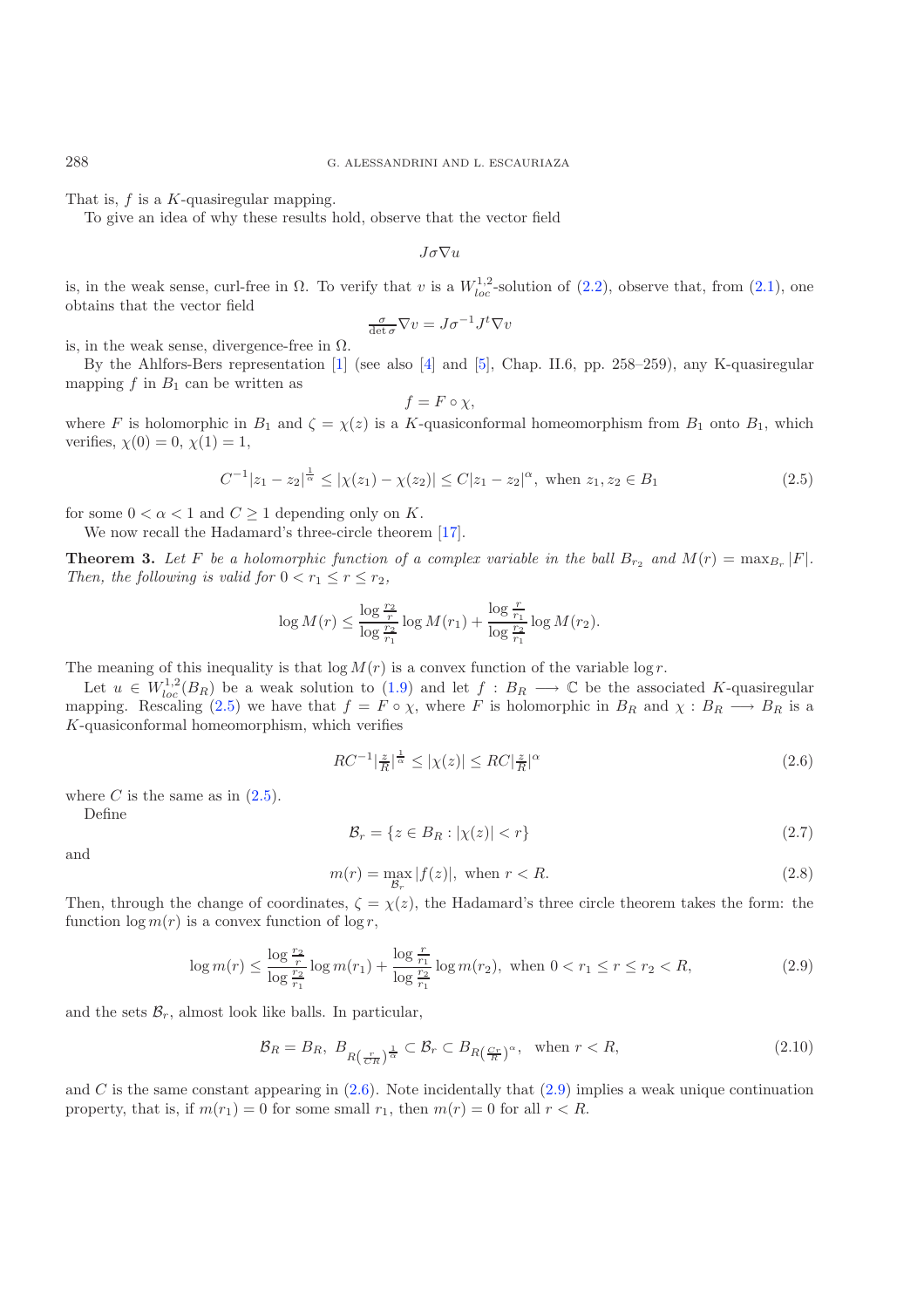That is, $f$ is a $K$-quasiregular mapping.

To give an idea of why these results hold, observe that the vector field

$$J\sigma\nabla u$$

is, in the weak sense, curl-free in $\Omega$. To verify that $v$ is a $W^{1,2}_{loc}$-solution of (2.2), observe that, from (2.1), one obtains that the vector field

$$\tfrac{\sigma}{\det \sigma}\nabla v = J\sigma^{-1}J^t\nabla v$$

is, in the weak sense, divergence-free in $\Omega$.

By the Ahlfors-Bers representation [1] (see also [4] and [5], Chap. II.6, pp. 258–259), any K-quasiregular mapping $f$ in $B_1$ can be written as

$$f = F \circ \chi,$$

where $F$ is holomorphic in $B_1$ and $\zeta = \chi(z)$ is a $K$-quasiconformal homeomorphism from $B_1$ onto $B_1$, which verifies, $\chi(0) = 0$, $\chi(1) = 1$,

$$C^{-1}|z_1 - z_2|^{\frac{1}{\alpha}} \le |\chi(z_1) - \chi(z_2)| \le C|z_1 - z_2|^{\alpha}, \text{ when } z_1, z_2 \in B_1 \tag{2.5}$$

for some $0 < \alpha < 1$ and $C \ge 1$ depending only on $K$.

We now recall the Hadamard's three-circle theorem [17].

**Theorem 3.** *Let $F$ be a holomorphic function of a complex variable in the ball $B_{r_2}$ and $M(r) = \max_{B_r}|F|$. Then, the following is valid for $0 < r_1 \le r \le r_2$,*

$$\log M(r) \le \frac{\log \frac{r_2}{r}}{\log \frac{r_2}{r_1}} \log M(r_1) + \frac{\log \frac{r}{r_1}}{\log \frac{r_2}{r_1}} \log M(r_2).$$

The meaning of this inequality is that $\log M(r)$ is a convex function of the variable $\log r$.

Let $u \in W^{1,2}_{loc}(B_R)$ be a weak solution to (1.9) and let $f : B_R \longrightarrow \mathbb{C}$ be the associated $K$-quasiregular mapping. Rescaling (2.5) we have that $f = F \circ \chi$, where $F$ is holomorphic in $B_R$ and $\chi : B_R \longrightarrow B_R$ is a $K$-quasiconformal homeomorphism, which verifies

$$RC^{-1}|\tfrac{z}{R}|^{\frac{1}{\alpha}} \le |\chi(z)| \le RC|\tfrac{z}{R}|^{\alpha} \tag{2.6}$$

where $C$ is the same as in (2.5).

Define

$$\mathcal{B}_r = \{z \in B_R : |\chi(z)| < r\} \tag{2.7}$$

and

$$m(r) = \max_{\mathcal{B}_r} |f(z)|, \text{ when } r < R. \tag{2.8}$$

Then, through the change of coordinates, $\zeta = \chi(z)$, the Hadamard's three circle theorem takes the form: the function $\log m(r)$ is a convex function of $\log r$,

$$\log m(r) \le \frac{\log \frac{r_2}{r}}{\log \frac{r_2}{r_1}} \log m(r_1) + \frac{\log \frac{r}{r_1}}{\log \frac{r_2}{r_1}} \log m(r_2), \text{ when } 0 < r_1 \le r \le r_2 < R, \tag{2.9}$$

and the sets $\mathcal{B}_r$, almost look like balls. In particular,

$$\mathcal{B}_R = B_R,\ B_{R(\frac{r}{CR})^{\frac{1}{\alpha}}} \subset \mathcal{B}_r \subset B_{R(\frac{Cr}{R})^{\alpha}}, \text{ when } r < R, \tag{2.10}$$

and $C$ is the same constant appearing in (2.6). Note incidentally that (2.9) implies a weak unique continuation property, that is, if $m(r_1) = 0$ for some small $r_1$, then $m(r) = 0$ for all $r < R$.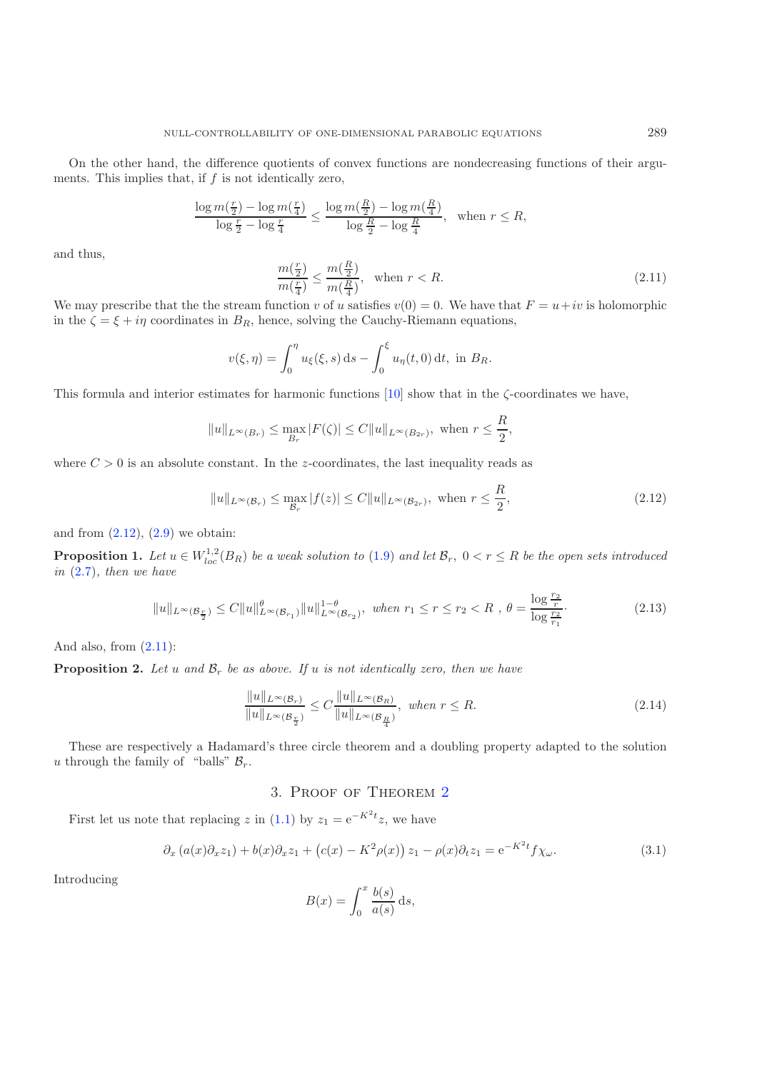On the other hand, the difference quotients of convex functions are nondecreasing functions of their arguments. This implies that, if $f$ is not identically zero,

$$\frac{\log m(\frac{r}{2}) - \log m(\frac{r}{4})}{\log \frac{r}{2} - \log \frac{r}{4}} \leq \frac{\log m(\frac{R}{2}) - \log m(\frac{R}{4})}{\log \frac{R}{2} - \log \frac{R}{4}}, \quad \text{when } r \leq R,$$

and thus,

$$\frac{m(\frac{r}{2})}{m(\frac{r}{4})} \leq \frac{m(\frac{R}{2})}{m(\frac{R}{4})}, \quad \text{when } r < R. \tag{2.11}$$

We may prescribe that the the stream function $v$ of $u$ satisfies $v(0) = 0$. We have that $F = u + iv$ is holomorphic in the $\zeta = \xi + i\eta$ coordinates in $B_R$, hence, solving the Cauchy-Riemann equations,

$$v(\xi, \eta) = \int_0^\eta u_\xi(\xi, s)\, \mathrm{d}s - \int_0^\xi u_\eta(t, 0)\, \mathrm{d}t, \text{ in } B_R.$$

This formula and interior estimates for harmonic functions [10] show that in the $\zeta$-coordinates we have,

$$\|u\|_{L^\infty(B_r)} \leq \max_{B_r} |F(\zeta)| \leq C\|u\|_{L^\infty(B_{2r})}, \text{ when } r \leq \frac{R}{2},$$

where $C > 0$ is an absolute constant. In the $z$-coordinates, the last inequality reads as

$$\|u\|_{L^\infty(\mathcal{B}_r)} \leq \max_{\mathcal{B}_r} |f(z)| \leq C\|u\|_{L^\infty(\mathcal{B}_{2r})}, \text{ when } r \leq \frac{R}{2}, \tag{2.12}$$

and from (2.12), (2.9) we obtain:

**Proposition 1.** *Let $u \in W^{1,2}_{loc}(B_R)$ be a weak solution to (1.9) and let $\mathcal{B}_r$, $0 < r \leq R$ be the open sets introduced in (2.7), then we have*

$$\|u\|_{L^\infty(\mathcal{B}_{\frac{r}{2}})} \leq C\|u\|^\theta_{L^\infty(\mathcal{B}_{r_1})}\|u\|^{1-\theta}_{L^\infty(\mathcal{B}_{r_2})}, \text{ when } r_1 \leq r \leq r_2 < R \text{ , } \theta = \frac{\log \frac{r_2}{r}}{\log \frac{r_2}{r_1}}. \tag{2.13}$$

And also, from (2.11):

**Proposition 2.** *Let $u$ and $\mathcal{B}_r$ be as above. If $u$ is not identically zero, then we have*

$$\frac{\|u\|_{L^\infty(\mathcal{B}_r)}}{\|u\|_{L^\infty(\mathcal{B}_{\frac{r}{2}})}} \leq C\frac{\|u\|_{L^\infty(\mathcal{B}_R)}}{\|u\|_{L^\infty(\mathcal{B}_{\frac{R}{4}})}}, \text{ when } r \leq R. \tag{2.14}$$

These are respectively a Hadamard's three circle theorem and a doubling property adapted to the solution $u$ through the family of "balls" $\mathcal{B}_r$.

## 3. Proof of Theorem 2

First let us note that replacing $z$ in (1.1) by $z_1 = \mathrm{e}^{-K^2t}z$, we have

$$\partial_x\left(a(x)\partial_x z_1\right) + b(x)\partial_x z_1 + \left(c(x) - K^2\rho(x)\right)z_1 - \rho(x)\partial_t z_1 = \mathrm{e}^{-K^2t}f\chi_\omega. \tag{3.1}$$

Introducing

$$B(x) = \int_0^x \frac{b(s)}{a(s)}\, \mathrm{d}s,$$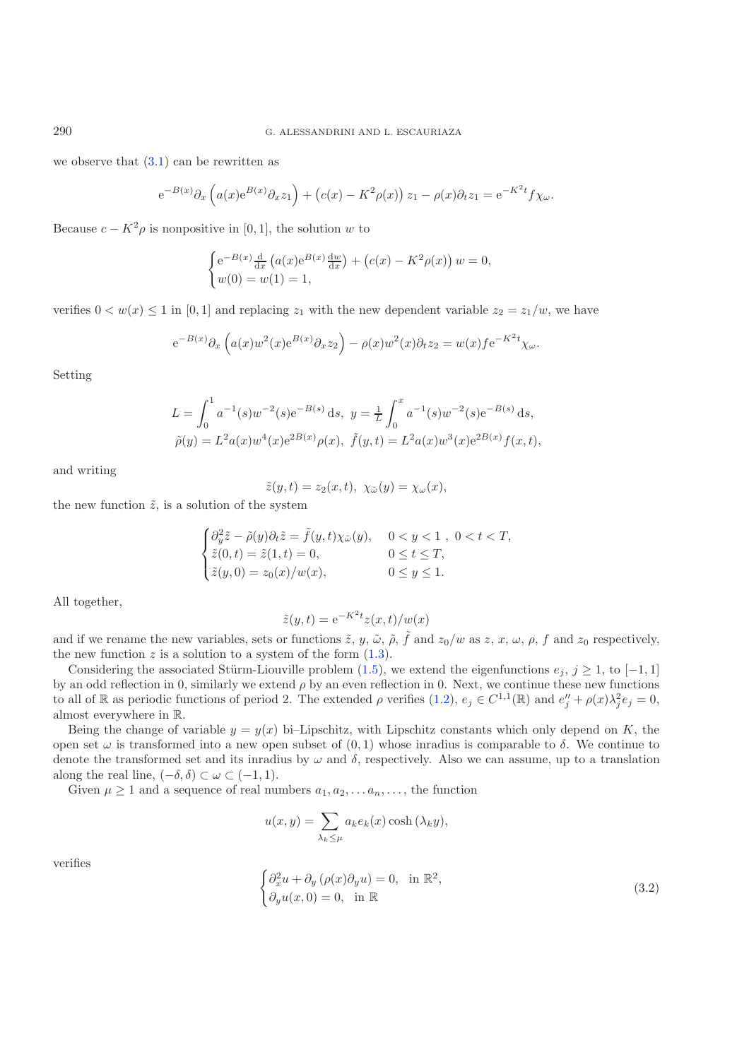we observe that (3.1) can be rewritten as

$$\mathrm{e}^{-B(x)}\partial_x\left(a(x)\mathrm{e}^{B(x)}\partial_x z_1\right) + \left(c(x) - K^2\rho(x)\right) z_1 - \rho(x)\partial_t z_1 = \mathrm{e}^{-K^2 t} f\chi_\omega.$$

Because $c - K^2\rho$ is nonpositive in $[0,1]$, the solution $w$ to

$$\begin{cases} \mathrm{e}^{-B(x)}\frac{\mathrm{d}}{\mathrm{d}x}\left(a(x)\mathrm{e}^{B(x)}\frac{\mathrm{d}w}{\mathrm{d}x}\right) + \left(c(x) - K^2\rho(x)\right) w = 0, \\ w(0) = w(1) = 1, \end{cases}$$

verifies $0 < w(x) \le 1$ in $[0,1]$ and replacing $z_1$ with the new dependent variable $z_2 = z_1/w$, we have

$$\mathrm{e}^{-B(x)}\partial_x\left(a(x)w^2(x)\mathrm{e}^{B(x)}\partial_x z_2\right) - \rho(x)w^2(x)\partial_t z_2 = w(x) f \mathrm{e}^{-K^2 t}\chi_\omega.$$

Setting

$$L = \int_0^1 a^{-1}(s)w^{-2}(s)\mathrm{e}^{-B(s)}\,\mathrm{d}s,\ \ y = \frac{1}{L}\int_0^x a^{-1}(s)w^{-2}(s)\mathrm{e}^{-B(s)}\,\mathrm{d}s,$$
$$\tilde{\rho}(y) = L^2 a(x)w^4(x)\mathrm{e}^{2B(x)}\rho(x),\ \ \tilde{f}(y,t) = L^2 a(x)w^3(x)\mathrm{e}^{2B(x)}f(x,t),$$

and writing

$$\tilde{z}(y,t) = z_2(x,t),\ \ \chi_{\tilde{\omega}}(y) = \chi_\omega(x),$$

the new function $\tilde{z}$, is a solution of the system

$$\begin{cases} \partial_y^2\tilde{z} - \tilde{\rho}(y)\partial_t\tilde{z} = \tilde{f}(y,t)\chi_{\tilde{\omega}}(y), & 0 < y < 1\ ,\ 0 < t < T, \\ \tilde{z}(0,t) = \tilde{z}(1,t) = 0, & 0 \le t \le T, \\ \tilde{z}(y,0) = z_0(x)/w(x), & 0 \le y \le 1. \end{cases}$$

All together,

$$\tilde{z}(y,t) = \mathrm{e}^{-K^2 t} z(x,t)/w(x)$$

and if we rename the new variables, sets or functions $\tilde{z}$, $y$, $\tilde{\omega}$, $\tilde{\rho}$, $\tilde{f}$ and $z_0/w$ as $z$, $x$, $\omega$, $\rho$, $f$ and $z_0$ respectively, the new function $z$ is a solution to a system of the form (1.3).

Considering the associated Stürm-Liouville problem (1.5), we extend the eigenfunctions $e_j$, $j \ge 1$, to $[-1,1]$ by an odd reflection in 0, similarly we extend $\rho$ by an even reflection in 0. Next, we continue these new functions to all of $\mathbb{R}$ as periodic functions of period 2. The extended $\rho$ verifies (1.2), $e_j \in C^{1,1}(\mathbb{R})$ and $e_j'' + \rho(x)\lambda_j^2 e_j = 0$, almost everywhere in $\mathbb{R}$.

Being the change of variable $y = y(x)$ bi–Lipschitz, with Lipschitz constants which only depend on $K$, the open set $\omega$ is transformed into a new open subset of $(0,1)$ whose inradius is comparable to $\delta$. We continue to denote the transformed set and its inradius by $\omega$ and $\delta$, respectively. Also we can assume, up to a translation along the real line, $(-\delta,\delta) \subset \omega \subset (-1,1)$.

Given $\mu \ge 1$ and a sequence of real numbers $a_1, a_2, \ldots a_n, \ldots$, the function

$$u(x,y) = \sum_{\lambda_k \le \mu} a_k e_k(x)\cosh\left(\lambda_k y\right),$$

verifies

$$\begin{cases} \partial_x^2 u + \partial_y\left(\rho(x)\partial_y u\right) = 0, & \text{in } \mathbb{R}^2, \\ \partial_y u(x,0) = 0, & \text{in } \mathbb{R} \end{cases} \tag{3.2}$$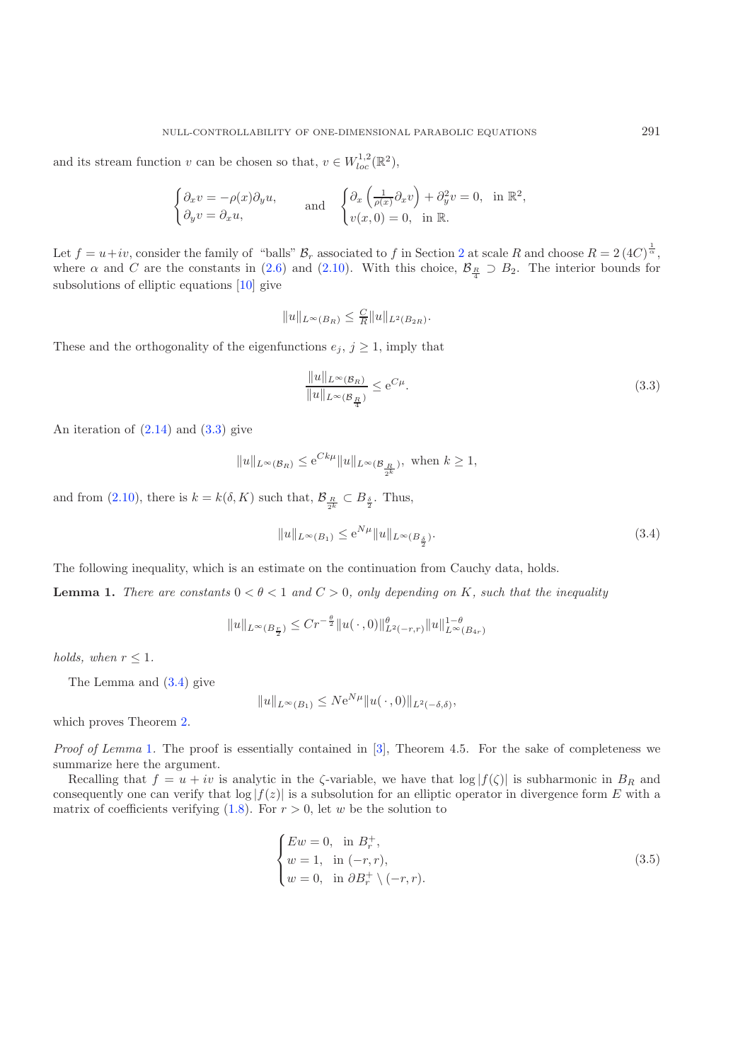and its stream function $v$ can be chosen so that, $v \in W^{1,2}_{loc}(\mathbb{R}^2)$,

$$\begin{cases} \partial_x v = -\rho(x)\partial_y u, \\ \partial_y v = \partial_x u, \end{cases} \qquad \text{and} \qquad \begin{cases} \partial_x \left(\frac{1}{\rho(x)}\partial_x v\right) + \partial_y^2 v = 0, & \text{in } \mathbb{R}^2, \\ v(x,0) = 0, & \text{in } \mathbb{R}. \end{cases}$$

Let $f = u+iv$, consider the family of "balls" $\mathcal{B}_r$ associated to $f$ in Section 2 at scale $R$ and choose $R = 2\,(4C)^{\frac{1}{\alpha}}$, where $\alpha$ and $C$ are the constants in (2.6) and (2.10). With this choice, $\mathcal{B}_{\frac{R}{4}} \supset B_2$. The interior bounds for subsolutions of elliptic equations [10] give

$$\|u\|_{L^\infty(B_R)} \leq \tfrac{C}{R}\|u\|_{L^2(B_{2R})}.$$

These and the orthogonality of the eigenfunctions $e_j$, $j \geq 1$, imply that

$$\frac{\|u\|_{L^\infty(\mathcal{B}_R)}}{\|u\|_{L^\infty(\mathcal{B}_{\frac{R}{4}})}} \leq \mathrm{e}^{C\mu}. \tag{3.3}$$

An iteration of (2.14) and (3.3) give

$$\|u\|_{L^\infty(\mathcal{B}_R)} \leq \mathrm{e}^{Ck\mu}\|u\|_{L^\infty(\mathcal{B}_{\frac{R}{2^k}})}, \text{ when } k \geq 1,$$

and from (2.10), there is $k = k(\delta, K)$ such that, $\mathcal{B}_{\frac{R}{2^k}} \subset B_{\frac{\delta}{2}}$. Thus,

$$\|u\|_{L^\infty(B_1)} \leq \mathrm{e}^{N\mu}\|u\|_{L^\infty(B_{\frac{\delta}{2}})}. \tag{3.4}$$

The following inequality, which is an estimate on the continuation from Cauchy data, holds.

**Lemma 1.** *There are constants $0 < \theta < 1$ and $C > 0$, only depending on $K$, such that the inequality*

$$\|u\|_{L^\infty(B_{\frac{r}{2}})} \leq Cr^{-\frac{\theta}{2}}\|u(\,\cdot\,,0)\|^{\theta}_{L^2(-r,r)}\|u\|^{1-\theta}_{L^\infty(B_{4r})}$$

*holds, when $r \leq 1$.*

The Lemma and (3.4) give

$$\|u\|_{L^\infty(B_1)} \leq N\mathrm{e}^{N\mu}\|u(\,\cdot\,,0)\|_{L^2(-\delta,\delta)},$$

which proves Theorem 2.

*Proof of Lemma* 1. The proof is essentially contained in [3], Theorem 4.5. For the sake of completeness we summarize here the argument.

Recalling that $f = u + iv$ is analytic in the $\zeta$-variable, we have that $\log|f(\zeta)|$ is subharmonic in $B_R$ and consequently one can verify that $\log|f(z)|$ is a subsolution for an elliptic operator in divergence form $E$ with a matrix of coefficients verifying (1.8). For $r > 0$, let $w$ be the solution to

$$\begin{cases} Ew = 0, & \text{in } B_r^+, \\ w = 1, & \text{in } (-r,r), \\ w = 0, & \text{in } \partial B_r^+ \setminus (-r,r). \end{cases} \tag{3.5}$$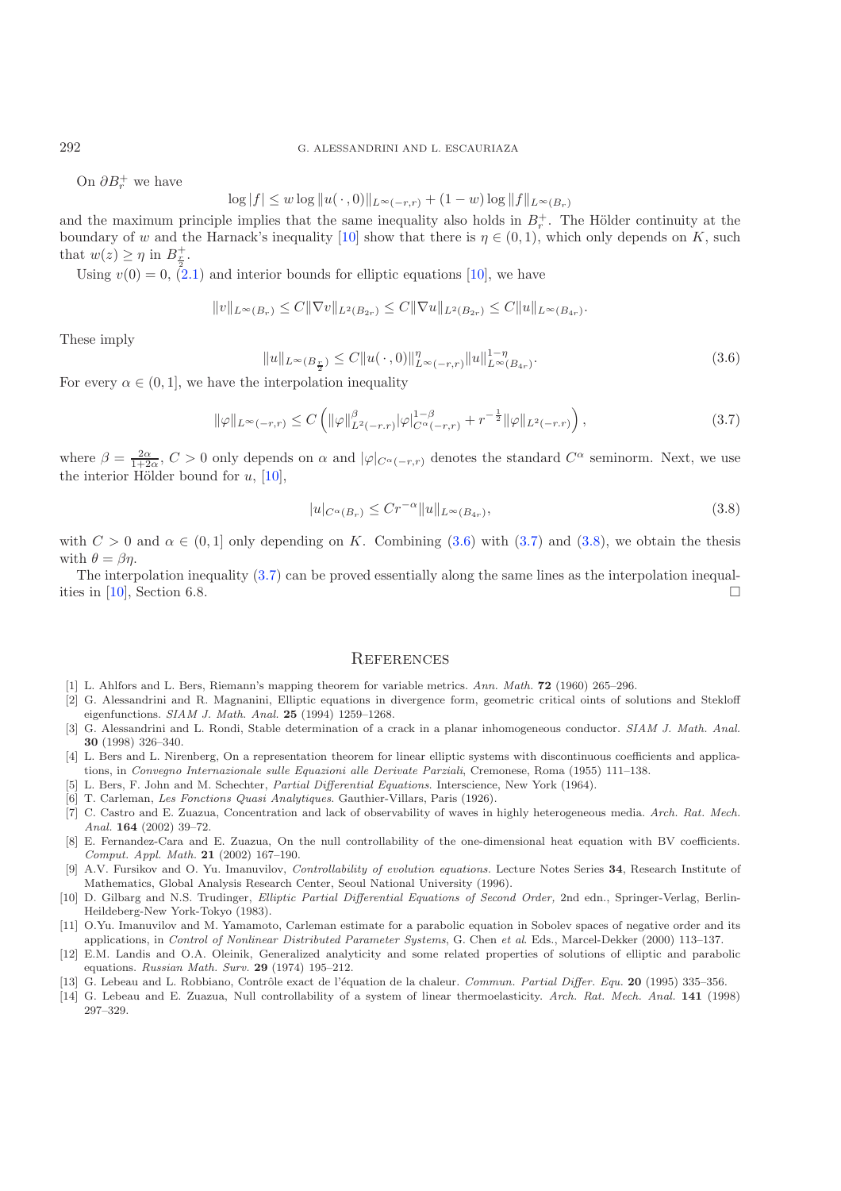On $\partial B_r^+$ we have

$$\log |f| \leq w \log \|u(\cdot, 0)\|_{L^\infty(-r,r)} + (1-w) \log \|f\|_{L^\infty(B_r)}$$

and the maximum principle implies that the same inequality also holds in $B_r^+$. The Hölder continuity at the boundary of $w$ and the Harnack's inequality [10] show that there is $\eta \in (0,1)$, which only depends on $K$, such that $w(z) \geq \eta$ in $B_{\frac{r}{2}}^+$.

Using $v(0) = 0$, (2.1) and interior bounds for elliptic equations [10], we have

$$\|v\|_{L^\infty(B_r)} \leq C\|\nabla v\|_{L^2(B_{2r})} \leq C\|\nabla u\|_{L^2(B_{2r})} \leq C\|u\|_{L^\infty(B_{4r})}.$$

These imply

$$\|u\|_{L^\infty(B_{\frac{r}{2}})} \leq C\|u(\cdot, 0)\|^\eta_{L^\infty(-r,r)} \|u\|^{1-\eta}_{L^\infty(B_{4r})}. \tag{3.6}$$

For every $\alpha \in (0,1]$, we have the interpolation inequality

$$\|\varphi\|_{L^\infty(-r,r)} \leq C\left(\|\varphi\|^\beta_{L^2(-r,r)} |\varphi|^{1-\beta}_{C^\alpha(-r,r)} + r^{-\frac{1}{2}}\|\varphi\|_{L^2(-r,r)}\right), \tag{3.7}$$

where $\beta = \frac{2\alpha}{1+2\alpha}$, $C > 0$ only depends on $\alpha$ and $|\varphi|_{C^\alpha(-r,r)}$ denotes the standard $C^\alpha$ seminorm. Next, we use the interior Hölder bound for $u$, [10],

$$|u|_{C^\alpha(B_r)} \leq Cr^{-\alpha}\|u\|_{L^\infty(B_{4r})}, \tag{3.8}$$

with $C > 0$ and $\alpha \in (0,1]$ only depending on $K$. Combining (3.6) with (3.7) and (3.8), we obtain the thesis with $\theta = \beta\eta$.

The interpolation inequality (3.7) can be proved essentially along the same lines as the interpolation inequalities in [10], Section 6.8. □

# References

[1] L. Ahlfors and L. Bers, Riemann's mapping theorem for variable metrics. *Ann. Math.* **72** (1960) 265–296.

[2] G. Alessandrini and R. Magnanini, Elliptic equations in divergence form, geometric critical oints of solutions and Stekloff eigenfunctions. *SIAM J. Math. Anal.* **25** (1994) 1259–1268.

[3] G. Alessandrini and L. Rondi, Stable determination of a crack in a planar inhomogeneous conductor. *SIAM J. Math. Anal.* **30** (1998) 326–340.

[4] L. Bers and L. Nirenberg, On a representation theorem for linear elliptic systems with discontinuous coefficients and applications, in *Convegno Internazionale sulle Equazioni alle Derivate Parziali*, Cremonese, Roma (1955) 111–138.

[5] L. Bers, F. John and M. Schechter, *Partial Differential Equations*. Interscience, New York (1964).

[6] T. Carleman, *Les Fonctions Quasi Analytiques*. Gauthier-Villars, Paris (1926).

[7] C. Castro and E. Zuazua, Concentration and lack of observability of waves in highly heterogeneous media. *Arch. Rat. Mech. Anal.* **164** (2002) 39–72.

[8] E. Fernandez-Cara and E. Zuazua, On the null controllability of the one-dimensional heat equation with BV coefficients. *Comput. Appl. Math.* **21** (2002) 167–190.

[9] A.V. Fursikov and O. Yu. Imanuvilov, *Controllability of evolution equations*. Lecture Notes Series **34**, Research Institute of Mathematics, Global Analysis Research Center, Seoul National University (1996).

[10] D. Gilbarg and N.S. Trudinger, *Elliptic Partial Differential Equations of Second Order,* 2nd edn., Springer-Verlag, Berlin-Heildeberg-New York-Tokyo (1983).

[11] O.Yu. Imanuvilov and M. Yamamoto, Carleman estimate for a parabolic equation in Sobolev spaces of negative order and its applications, in *Control of Nonlinear Distributed Parameter Systems*, G. Chen *et al*. Eds., Marcel-Dekker (2000) 113–137.

[12] E.M. Landis and O.A. Oleinik, Generalized analyticity and some related properties of solutions of elliptic and parabolic equations. *Russian Math. Surv.* **29** (1974) 195–212.

[13] G. Lebeau and L. Robbiano, Contrôle exact de l'équation de la chaleur. *Commun. Partial Differ. Equ.* **20** (1995) 335–356.

[14] G. Lebeau and E. Zuazua, Null controllability of a system of linear thermoelasticity. *Arch. Rat. Mech. Anal.* **141** (1998) 297–329.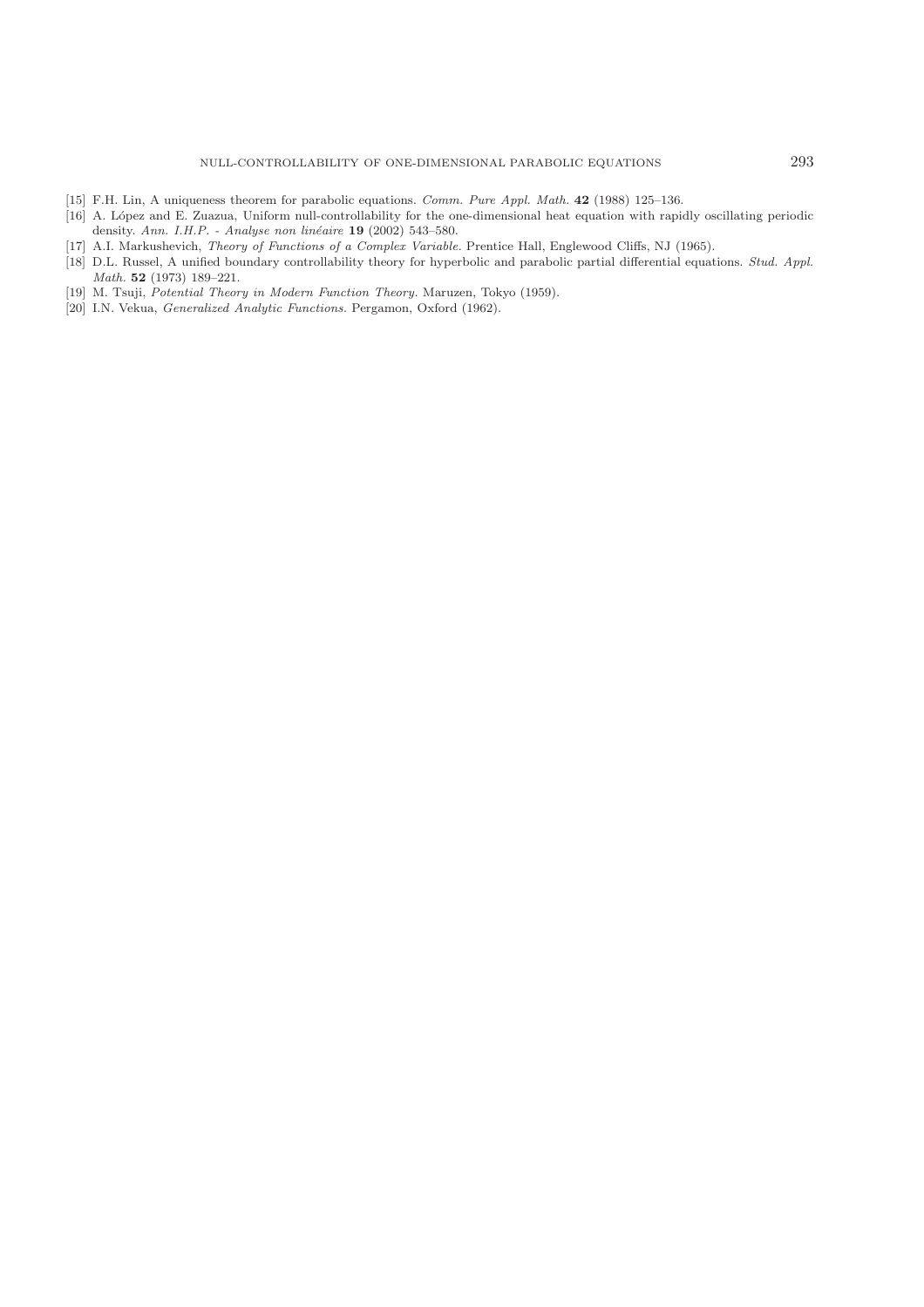[15] F.H. Lin, A uniqueness theorem for parabolic equations. *Comm. Pure Appl. Math.* **42** (1988) 125–136.

[16] A. López and E. Zuazua, Uniform null-controllability for the one-dimensional heat equation with rapidly oscillating periodic density. *Ann. I.H.P. - Analyse non linéaire* **19** (2002) 543–580.

[17] A.I. Markushevich, *Theory of Functions of a Complex Variable.* Prentice Hall, Englewood Cliffs, NJ (1965).

[18] D.L. Russel, A unified boundary controllability theory for hyperbolic and parabolic partial differential equations. *Stud. Appl. Math.* **52** (1973) 189–221.

[19] M. Tsuji, *Potential Theory in Modern Function Theory*. Maruzen, Tokyo (1959).

[20] I.N. Vekua, *Generalized Analytic Functions*. Pergamon, Oxford (1962).